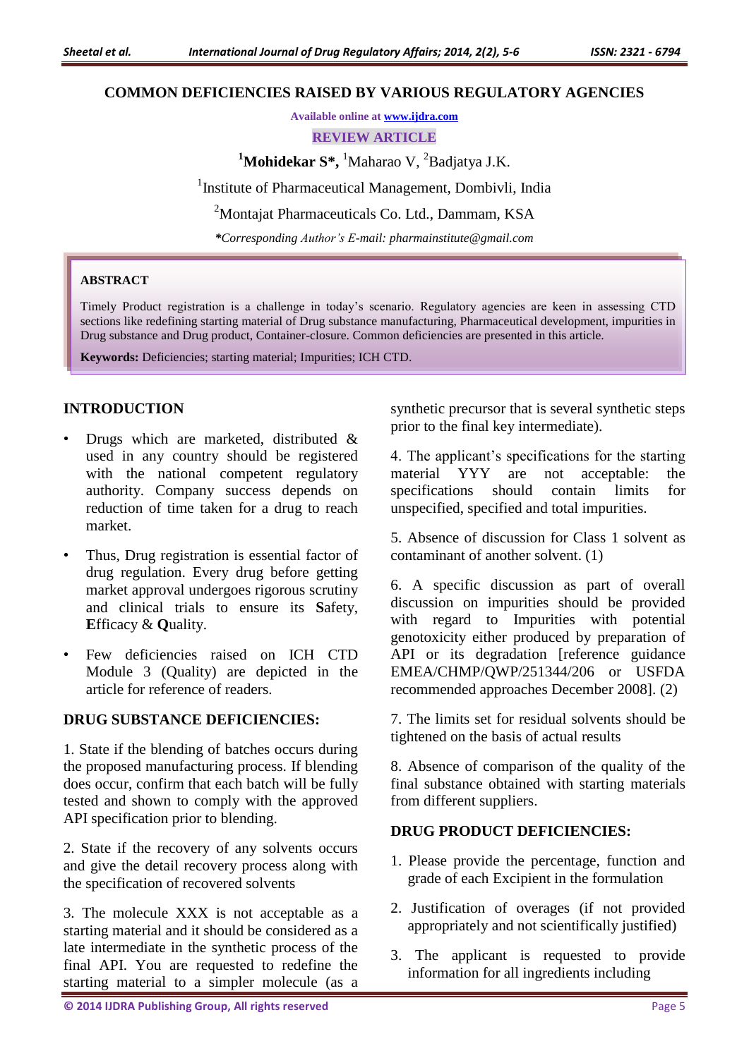# COMMON DEFICIENCIES RAISED BY VARIOUS REGULATORY AGENCIES

Available online at www.ijdra.com

REVIEW ARTICLE

[1]**Mohidekar S\*,** [1]Maharao V, [2]Badjatya J.K.

[1]Institute of Pharmaceutical Management, Dombivli, India

[2]Montajat Pharmaceuticals Co. Ltd., Dammam, KSA

*\*Corresponding Author's E-mail: pharmainstitute@gmail.com*

**ABSTRACT**

Timely Product registration is a challenge in today's scenario. Regulatory agencies are keen in assessing CTD sections like redefining starting material of Drug substance manufacturing, Pharmaceutical development, impurities in Drug substance and Drug product, Container-closure. Common deficiencies are presented in this article.

**Keywords:** Deficiencies; starting material; Impurities; ICH CTD.

## INTRODUCTION

- Drugs which are marketed, distributed & used in any country should be registered with the national competent regulatory authority. Company success depends on reduction of time taken for a drug to reach market.
- Thus, Drug registration is essential factor of drug regulation. Every drug before getting market approval undergoes rigorous scrutiny and clinical trials to ensure its **S**afety, **E**fficacy & **Q**uality.
- Few deficiencies raised on ICH CTD Module 3 (Quality) are depicted in the article for reference of readers.

## DRUG SUBSTANCE DEFICIENCIES:

1. State if the blending of batches occurs during the proposed manufacturing process. If blending does occur, confirm that each batch will be fully tested and shown to comply with the approved API specification prior to blending.

2. State if the recovery of any solvents occurs and give the detail recovery process along with the specification of recovered solvents

3. The molecule XXX is not acceptable as a starting material and it should be considered as a late intermediate in the synthetic process of the final API. You are requested to redefine the starting material to a simpler molecule (as a synthetic precursor that is several synthetic steps prior to the final key intermediate).

4. The applicant's specifications for the starting material YYY are not acceptable: the specifications should contain limits for unspecified, specified and total impurities.

5. Absence of discussion for Class 1 solvent as contaminant of another solvent. (1)

6. A specific discussion as part of overall discussion on impurities should be provided with regard to Impurities with potential genotoxicity either produced by preparation of API or its degradation [reference guidance EMEA/CHMP/QWP/251344/206 or USFDA recommended approaches December 2008]. (2)

7. The limits set for residual solvents should be tightened on the basis of actual results

8. Absence of comparison of the quality of the final substance obtained with starting materials from different suppliers.

## DRUG PRODUCT DEFICIENCIES:

1. Please provide the percentage, function and grade of each Excipient in the formulation
2. Justification of overages (if not provided appropriately and not scientifically justified)
3. The applicant is requested to provide information for all ingredients including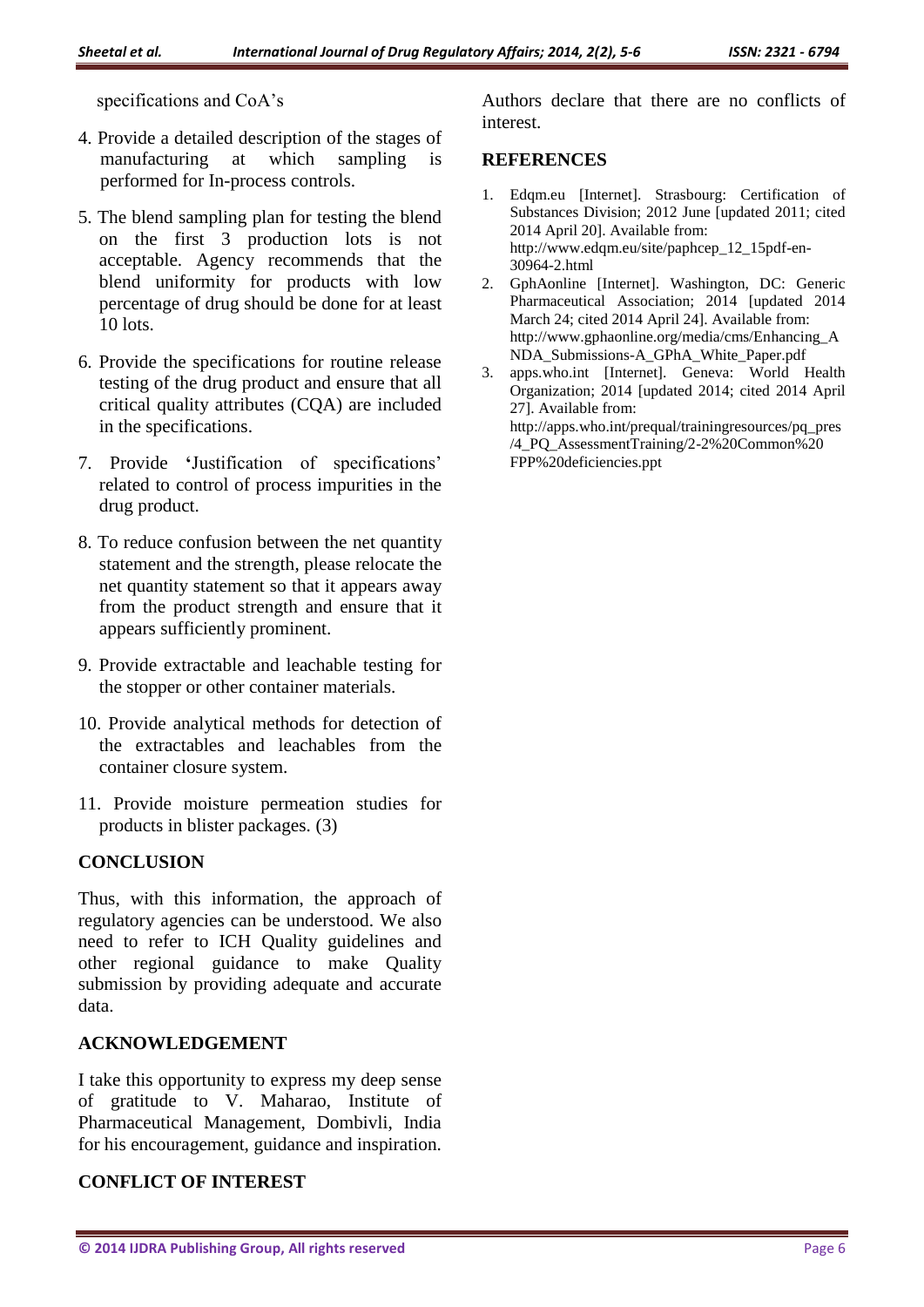specifications and CoA's

4. Provide a detailed description of the stages of manufacturing at which sampling is performed for In-process controls.

5. The blend sampling plan for testing the blend on the first 3 production lots is not acceptable. Agency recommends that the blend uniformity for products with low percentage of drug should be done for at least 10 lots.

6. Provide the specifications for routine release testing of the drug product and ensure that all critical quality attributes (CQA) are included in the specifications.

7. Provide 'Justification of specifications' related to control of process impurities in the drug product.

8. To reduce confusion between the net quantity statement and the strength, please relocate the net quantity statement so that it appears away from the product strength and ensure that it appears sufficiently prominent.

9. Provide extractable and leachable testing for the stopper or other container materials.

10. Provide analytical methods for detection of the extractables and leachables from the container closure system.

11. Provide moisture permeation studies for products in blister packages. (3)

## CONCLUSION

Thus, with this information, the approach of regulatory agencies can be understood. We also need to refer to ICH Quality guidelines and other regional guidance to make Quality submission by providing adequate and accurate data.

## ACKNOWLEDGEMENT

I take this opportunity to express my deep sense of gratitude to V. Maharao, Institute of Pharmaceutical Management, Dombivli, India for his encouragement, guidance and inspiration.

## CONFLICT OF INTEREST

Authors declare that there are no conflicts of interest.

## REFERENCES

1. Edqm.eu [Internet]. Strasbourg: Certification of Substances Division; 2012 June [updated 2011; cited 2014 April 20]. Available from: http://www.edqm.eu/site/paphcep_12_15pdf-en-30964-2.html
2. GphAonline [Internet]. Washington, DC: Generic Pharmaceutical Association; 2014 [updated 2014 March 24; cited 2014 April 24]. Available from: http://www.gphaonline.org/media/cms/Enhancing_ANDA_Submissions-A_GPhA_White_Paper.pdf
3. apps.who.int [Internet]. Geneva: World Health Organization; 2014 [updated 2014; cited 2014 April 27]. Available from: http://apps.who.int/prequal/trainingresources/pq_pres/4_PQ_AssessmentTraining/2-2%20Common%20FPP%20deficiencies.ppt